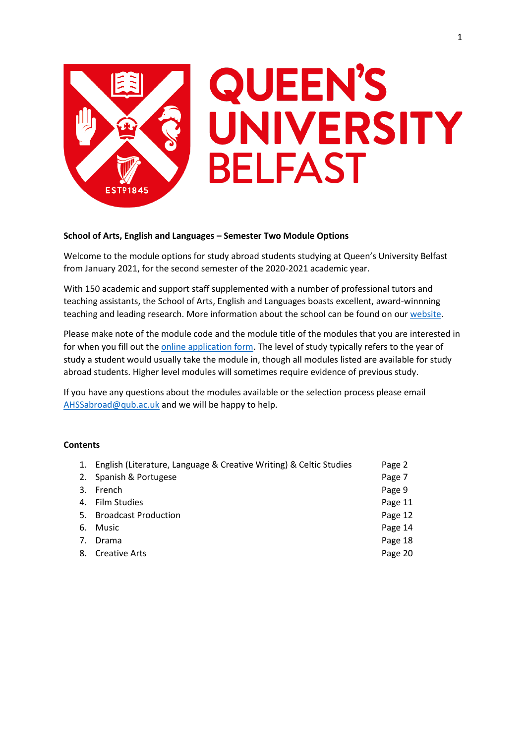**School of Arts, English and Languages – Semester Two Module Options**

Welcome to the module options for study abroad students studying at Queen's University Belfast from January 2021, for the second semester of the 2020-2021 academic year.

With 150 academic and support staff supplemented with a number of professional tutors and teaching assistants, the School of Arts, English and Languages boasts excellent, award-winnning teaching and leading research. More information about the school can be found on our website.

Please make note of the module code and the module title of the modules that you are interested in for when you fill out the online application form. The level of study typically refers to the year of study a student would usually take the module in, though all modules listed are available for study abroad students. Higher level modules will sometimes require evidence of previous study.

If you have any questions about the modules available or the selection process please email AHSSabroad@qub.ac.uk and we will be happy to help.

**Contents**

1. English (Literature, Language & Creative Writing) & Celtic Studies — Page 2
2. Spanish & Portugese — Page 7
3. French — Page 9
4. Film Studies — Page 11
5. Broadcast Production — Page 12
6. Music — Page 14
7. Drama — Page 18
8. Creative Arts — Page 20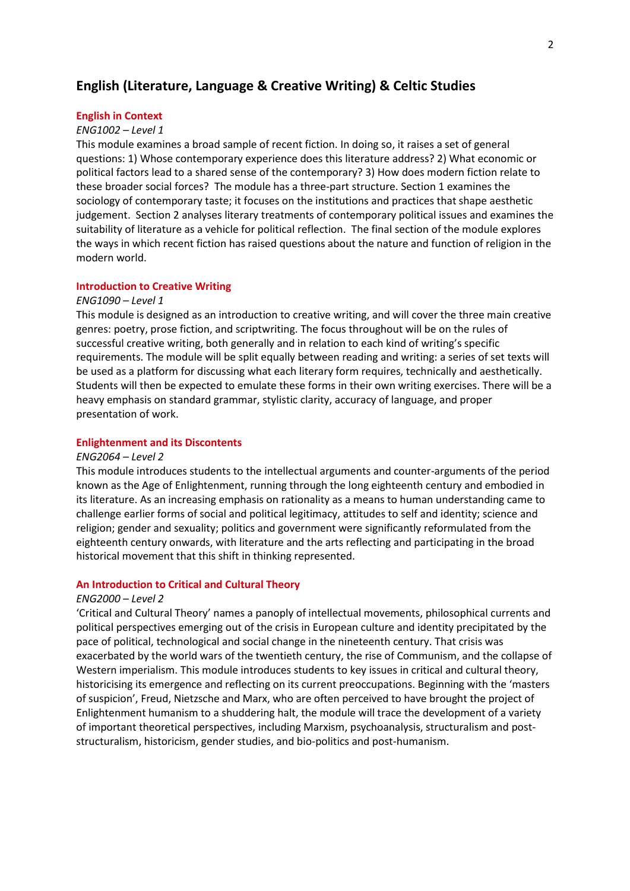## English (Literature, Language & Creative Writing) & Celtic Studies

### English in Context

*ENG1002 – Level 1*

This module examines a broad sample of recent fiction. In doing so, it raises a set of general questions: 1) Whose contemporary experience does this literature address? 2) What economic or political factors lead to a shared sense of the contemporary? 3) How does modern fiction relate to these broader social forces? The module has a three-part structure. Section 1 examines the sociology of contemporary taste; it focuses on the institutions and practices that shape aesthetic judgement. Section 2 analyses literary treatments of contemporary political issues and examines the suitability of literature as a vehicle for political reflection. The final section of the module explores the ways in which recent fiction has raised questions about the nature and function of religion in the modern world.

### Introduction to Creative Writing

*ENG1090 – Level 1*

This module is designed as an introduction to creative writing, and will cover the three main creative genres: poetry, prose fiction, and scriptwriting. The focus throughout will be on the rules of successful creative writing, both generally and in relation to each kind of writing's specific requirements. The module will be split equally between reading and writing: a series of set texts will be used as a platform for discussing what each literary form requires, technically and aesthetically. Students will then be expected to emulate these forms in their own writing exercises. There will be a heavy emphasis on standard grammar, stylistic clarity, accuracy of language, and proper presentation of work.

### Enlightenment and its Discontents

*ENG2064 – Level 2*

This module introduces students to the intellectual arguments and counter-arguments of the period known as the Age of Enlightenment, running through the long eighteenth century and embodied in its literature. As an increasing emphasis on rationality as a means to human understanding came to challenge earlier forms of social and political legitimacy, attitudes to self and identity; science and religion; gender and sexuality; politics and government were significantly reformulated from the eighteenth century onwards, with literature and the arts reflecting and participating in the broad historical movement that this shift in thinking represented.

### An Introduction to Critical and Cultural Theory

*ENG2000 – Level 2*

'Critical and Cultural Theory' names a panoply of intellectual movements, philosophical currents and political perspectives emerging out of the crisis in European culture and identity precipitated by the pace of political, technological and social change in the nineteenth century. That crisis was exacerbated by the world wars of the twentieth century, the rise of Communism, and the collapse of Western imperialism. This module introduces students to key issues in critical and cultural theory, historicising its emergence and reflecting on its current preoccupations. Beginning with the 'masters of suspicion', Freud, Nietzsche and Marx, who are often perceived to have brought the project of Enlightenment humanism to a shuddering halt, the module will trace the development of a variety of important theoretical perspectives, including Marxism, psychoanalysis, structuralism and post-structuralism, historicism, gender studies, and bio-politics and post-humanism.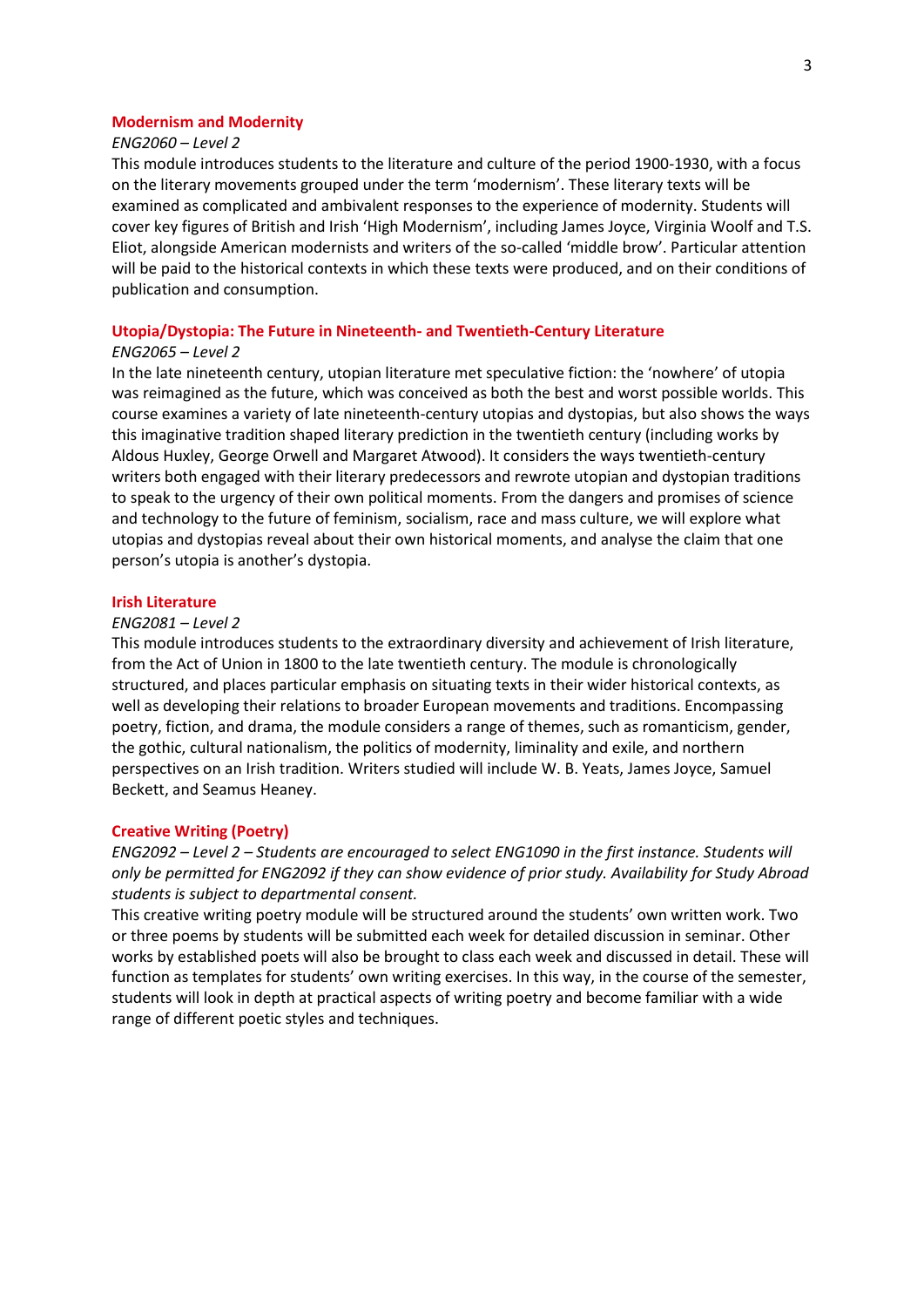### Modernism and Modernity

*ENG2060 – Level 2*

This module introduces students to the literature and culture of the period 1900-1930, with a focus on the literary movements grouped under the term 'modernism'. These literary texts will be examined as complicated and ambivalent responses to the experience of modernity. Students will cover key figures of British and Irish 'High Modernism', including James Joyce, Virginia Woolf and T.S. Eliot, alongside American modernists and writers of the so-called 'middle brow'. Particular attention will be paid to the historical contexts in which these texts were produced, and on their conditions of publication and consumption.

### Utopia/Dystopia: The Future in Nineteenth- and Twentieth-Century Literature

*ENG2065 – Level 2*

In the late nineteenth century, utopian literature met speculative fiction: the 'nowhere' of utopia was reimagined as the future, which was conceived as both the best and worst possible worlds. This course examines a variety of late nineteenth-century utopias and dystopias, but also shows the ways this imaginative tradition shaped literary prediction in the twentieth century (including works by Aldous Huxley, George Orwell and Margaret Atwood). It considers the ways twentieth-century writers both engaged with their literary predecessors and rewrote utopian and dystopian traditions to speak to the urgency of their own political moments. From the dangers and promises of science and technology to the future of feminism, socialism, race and mass culture, we will explore what utopias and dystopias reveal about their own historical moments, and analyse the claim that one person's utopia is another's dystopia.

### Irish Literature

*ENG2081 – Level 2*

This module introduces students to the extraordinary diversity and achievement of Irish literature, from the Act of Union in 1800 to the late twentieth century. The module is chronologically structured, and places particular emphasis on situating texts in their wider historical contexts, as well as developing their relations to broader European movements and traditions. Encompassing poetry, fiction, and drama, the module considers a range of themes, such as romanticism, gender, the gothic, cultural nationalism, the politics of modernity, liminality and exile, and northern perspectives on an Irish tradition. Writers studied will include W. B. Yeats, James Joyce, Samuel Beckett, and Seamus Heaney.

### Creative Writing (Poetry)

*ENG2092 – Level 2 – Students are encouraged to select ENG1090 in the first instance. Students will only be permitted for ENG2092 if they can show evidence of prior study. Availability for Study Abroad students is subject to departmental consent.*

This creative writing poetry module will be structured around the students' own written work. Two or three poems by students will be submitted each week for detailed discussion in seminar. Other works by established poets will also be brought to class each week and discussed in detail. These will function as templates for students' own writing exercises. In this way, in the course of the semester, students will look in depth at practical aspects of writing poetry and become familiar with a wide range of different poetic styles and techniques.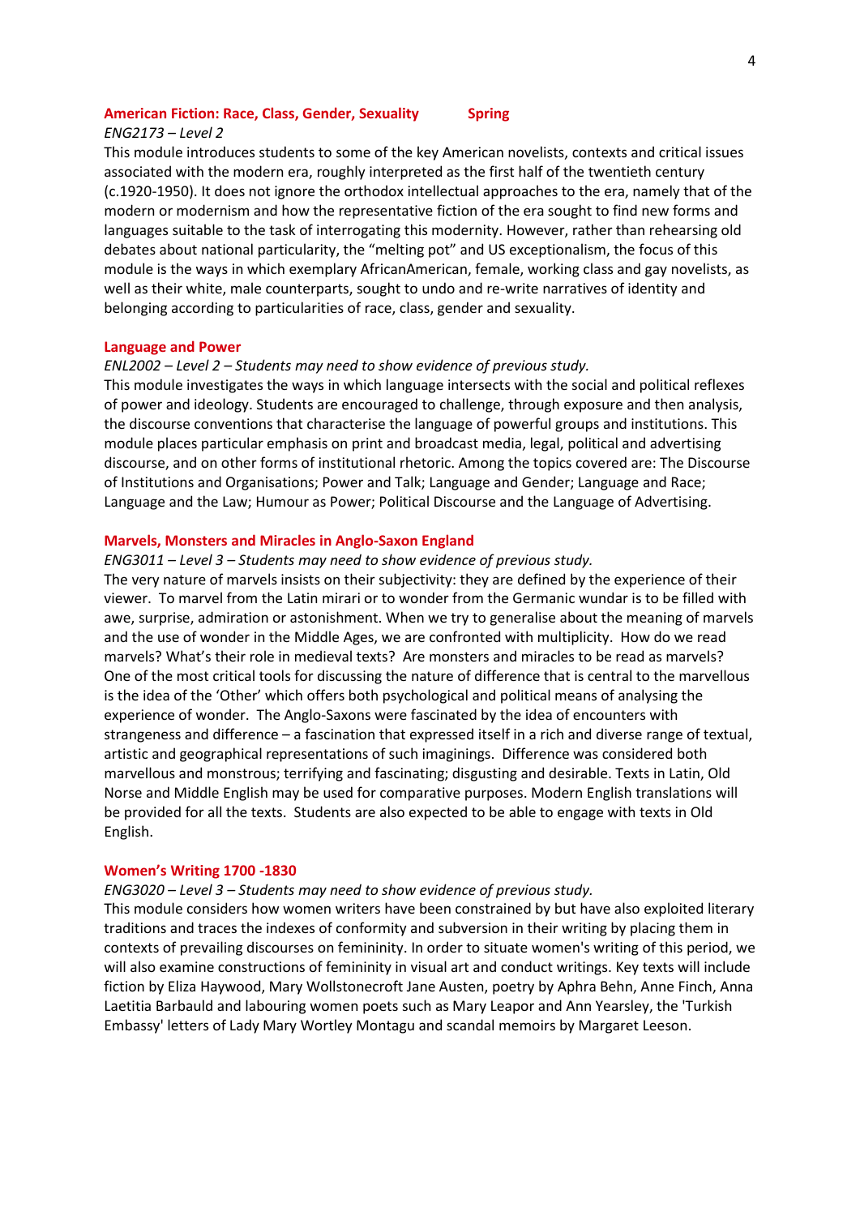### American Fiction: Race, Class, Gender, Sexuality — Spring

*ENG2173 – Level 2*

This module introduces students to some of the key American novelists, contexts and critical issues associated with the modern era, roughly interpreted as the first half of the twentieth century (c.1920-1950). It does not ignore the orthodox intellectual approaches to the era, namely that of the modern or modernism and how the representative fiction of the era sought to find new forms and languages suitable to the task of interrogating this modernity. However, rather than rehearsing old debates about national particularity, the "melting pot" and US exceptionalism, the focus of this module is the ways in which exemplary AfricanAmerican, female, working class and gay novelists, as well as their white, male counterparts, sought to undo and re-write narratives of identity and belonging according to particularities of race, class, gender and sexuality.

### Language and Power

*ENL2002 – Level 2 – Students may need to show evidence of previous study.*

This module investigates the ways in which language intersects with the social and political reflexes of power and ideology. Students are encouraged to challenge, through exposure and then analysis, the discourse conventions that characterise the language of powerful groups and institutions. This module places particular emphasis on print and broadcast media, legal, political and advertising discourse, and on other forms of institutional rhetoric. Among the topics covered are: The Discourse of Institutions and Organisations; Power and Talk; Language and Gender; Language and Race; Language and the Law; Humour as Power; Political Discourse and the Language of Advertising.

### Marvels, Monsters and Miracles in Anglo-Saxon England

*ENG3011 – Level 3 – Students may need to show evidence of previous study.*

The very nature of marvels insists on their subjectivity: they are defined by the experience of their viewer. To marvel from the Latin mirari or to wonder from the Germanic wundar is to be filled with awe, surprise, admiration or astonishment. When we try to generalise about the meaning of marvels and the use of wonder in the Middle Ages, we are confronted with multiplicity. How do we read marvels? What's their role in medieval texts? Are monsters and miracles to be read as marvels? One of the most critical tools for discussing the nature of difference that is central to the marvellous is the idea of the 'Other' which offers both psychological and political means of analysing the experience of wonder. The Anglo-Saxons were fascinated by the idea of encounters with strangeness and difference – a fascination that expressed itself in a rich and diverse range of textual, artistic and geographical representations of such imaginings. Difference was considered both marvellous and monstrous; terrifying and fascinating; disgusting and desirable. Texts in Latin, Old Norse and Middle English may be used for comparative purposes. Modern English translations will be provided for all the texts. Students are also expected to be able to engage with texts in Old English.

### Women's Writing 1700 -1830

*ENG3020 – Level 3 – Students may need to show evidence of previous study.*

This module considers how women writers have been constrained by but have also exploited literary traditions and traces the indexes of conformity and subversion in their writing by placing them in contexts of prevailing discourses on femininity. In order to situate women's writing of this period, we will also examine constructions of femininity in visual art and conduct writings. Key texts will include fiction by Eliza Haywood, Mary Wollstonecraft Jane Austen, poetry by Aphra Behn, Anne Finch, Anna Laetitia Barbauld and labouring women poets such as Mary Leapor and Ann Yearsley, the 'Turkish Embassy' letters of Lady Mary Wortley Montagu and scandal memoirs by Margaret Leeson.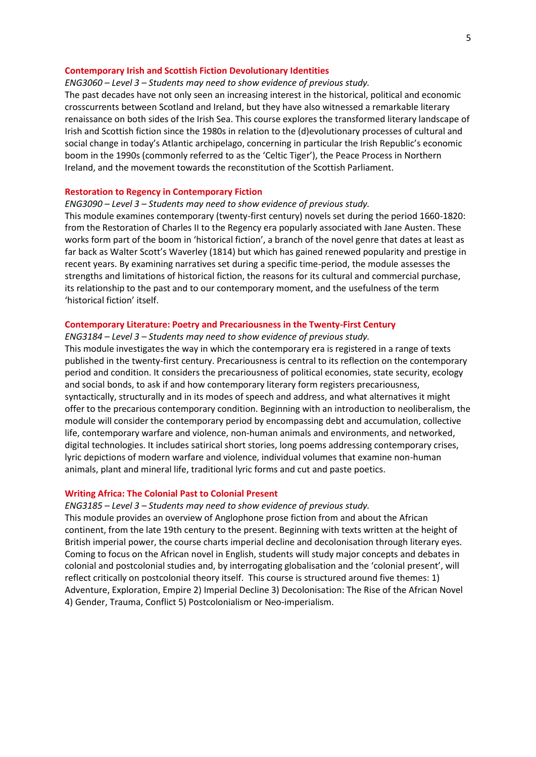### Contemporary Irish and Scottish Fiction Devolutionary Identities

*ENG3060 – Level 3 – Students may need to show evidence of previous study.*

The past decades have not only seen an increasing interest in the historical, political and economic crosscurrents between Scotland and Ireland, but they have also witnessed a remarkable literary renaissance on both sides of the Irish Sea. This course explores the transformed literary landscape of Irish and Scottish fiction since the 1980s in relation to the (d)evolutionary processes of cultural and social change in today's Atlantic archipelago, concerning in particular the Irish Republic's economic boom in the 1990s (commonly referred to as the 'Celtic Tiger'), the Peace Process in Northern Ireland, and the movement towards the reconstitution of the Scottish Parliament.

### Restoration to Regency in Contemporary Fiction

*ENG3090 – Level 3 – Students may need to show evidence of previous study.*

This module examines contemporary (twenty-first century) novels set during the period 1660-1820: from the Restoration of Charles II to the Regency era popularly associated with Jane Austen. These works form part of the boom in 'historical fiction', a branch of the novel genre that dates at least as far back as Walter Scott's Waverley (1814) but which has gained renewed popularity and prestige in recent years. By examining narratives set during a specific time-period, the module assesses the strengths and limitations of historical fiction, the reasons for its cultural and commercial purchase, its relationship to the past and to our contemporary moment, and the usefulness of the term 'historical fiction' itself.

### Contemporary Literature: Poetry and Precariousness in the Twenty-First Century

*ENG3184 – Level 3 – Students may need to show evidence of previous study.*

This module investigates the way in which the contemporary era is registered in a range of texts published in the twenty-first century. Precariousness is central to its reflection on the contemporary period and condition. It considers the precariousness of political economies, state security, ecology and social bonds, to ask if and how contemporary literary form registers precariousness, syntactically, structurally and in its modes of speech and address, and what alternatives it might offer to the precarious contemporary condition. Beginning with an introduction to neoliberalism, the module will consider the contemporary period by encompassing debt and accumulation, collective life, contemporary warfare and violence, non-human animals and environments, and networked, digital technologies. It includes satirical short stories, long poems addressing contemporary crises, lyric depictions of modern warfare and violence, individual volumes that examine non-human animals, plant and mineral life, traditional lyric forms and cut and paste poetics.

### Writing Africa: The Colonial Past to Colonial Present

*ENG3185 – Level 3 – Students may need to show evidence of previous study.*

This module provides an overview of Anglophone prose fiction from and about the African continent, from the late 19th century to the present. Beginning with texts written at the height of British imperial power, the course charts imperial decline and decolonisation through literary eyes. Coming to focus on the African novel in English, students will study major concepts and debates in colonial and postcolonial studies and, by interrogating globalisation and the 'colonial present', will reflect critically on postcolonial theory itself. This course is structured around five themes: 1) Adventure, Exploration, Empire 2) Imperial Decline 3) Decolonisation: The Rise of the African Novel 4) Gender, Trauma, Conflict 5) Postcolonialism or Neo-imperialism.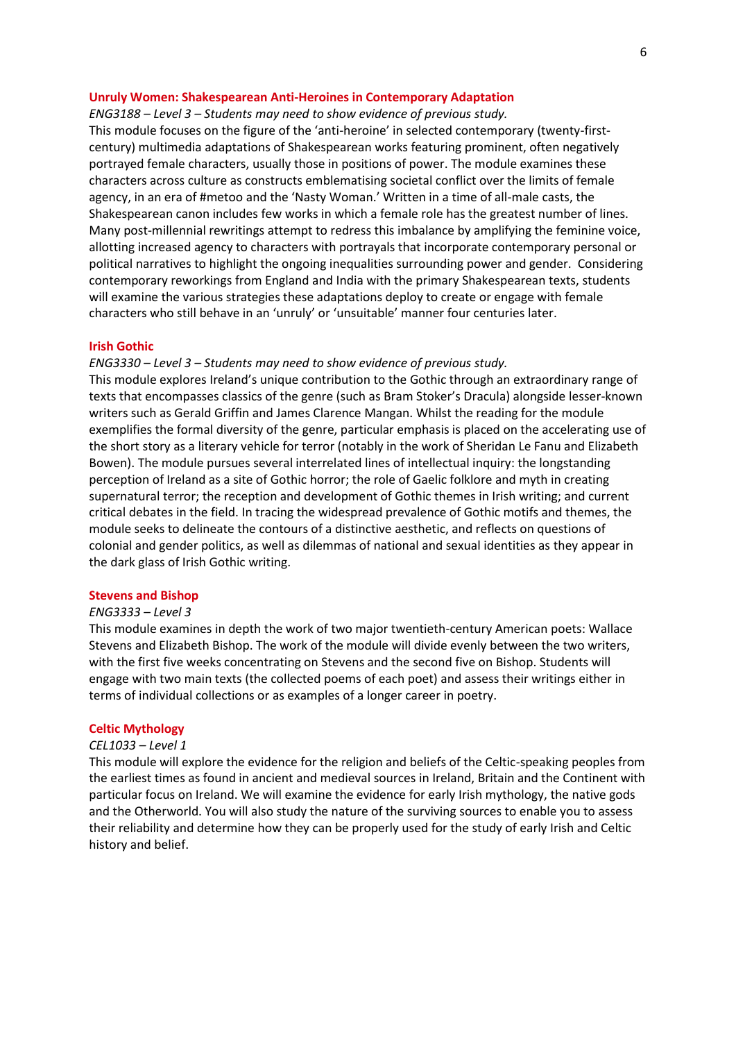### Unruly Women: Shakespearean Anti-Heroines in Contemporary Adaptation

*ENG3188 – Level 3 – Students may need to show evidence of previous study.*

This module focuses on the figure of the 'anti-heroine' in selected contemporary (twenty-first-century) multimedia adaptations of Shakespearean works featuring prominent, often negatively portrayed female characters, usually those in positions of power. The module examines these characters across culture as constructs emblematising societal conflict over the limits of female agency, in an era of #metoo and the 'Nasty Woman.' Written in a time of all-male casts, the Shakespearean canon includes few works in which a female role has the greatest number of lines. Many post-millennial rewritings attempt to redress this imbalance by amplifying the feminine voice, allotting increased agency to characters with portrayals that incorporate contemporary personal or political narratives to highlight the ongoing inequalities surrounding power and gender. Considering contemporary reworkings from England and India with the primary Shakespearean texts, students will examine the various strategies these adaptations deploy to create or engage with female characters who still behave in an 'unruly' or 'unsuitable' manner four centuries later.

### Irish Gothic

*ENG3330 – Level 3 – Students may need to show evidence of previous study.*

This module explores Ireland's unique contribution to the Gothic through an extraordinary range of texts that encompasses classics of the genre (such as Bram Stoker's Dracula) alongside lesser-known writers such as Gerald Griffin and James Clarence Mangan. Whilst the reading for the module exemplifies the formal diversity of the genre, particular emphasis is placed on the accelerating use of the short story as a literary vehicle for terror (notably in the work of Sheridan Le Fanu and Elizabeth Bowen). The module pursues several interrelated lines of intellectual inquiry: the longstanding perception of Ireland as a site of Gothic horror; the role of Gaelic folklore and myth in creating supernatural terror; the reception and development of Gothic themes in Irish writing; and current critical debates in the field. In tracing the widespread prevalence of Gothic motifs and themes, the module seeks to delineate the contours of a distinctive aesthetic, and reflects on questions of colonial and gender politics, as well as dilemmas of national and sexual identities as they appear in the dark glass of Irish Gothic writing.

### Stevens and Bishop

*ENG3333 – Level 3*

This module examines in depth the work of two major twentieth-century American poets: Wallace Stevens and Elizabeth Bishop. The work of the module will divide evenly between the two writers, with the first five weeks concentrating on Stevens and the second five on Bishop. Students will engage with two main texts (the collected poems of each poet) and assess their writings either in terms of individual collections or as examples of a longer career in poetry.

### Celtic Mythology

*CEL1033 – Level 1*

This module will explore the evidence for the religion and beliefs of the Celtic-speaking peoples from the earliest times as found in ancient and medieval sources in Ireland, Britain and the Continent with particular focus on Ireland. We will examine the evidence for early Irish mythology, the native gods and the Otherworld. You will also study the nature of the surviving sources to enable you to assess their reliability and determine how they can be properly used for the study of early Irish and Celtic history and belief.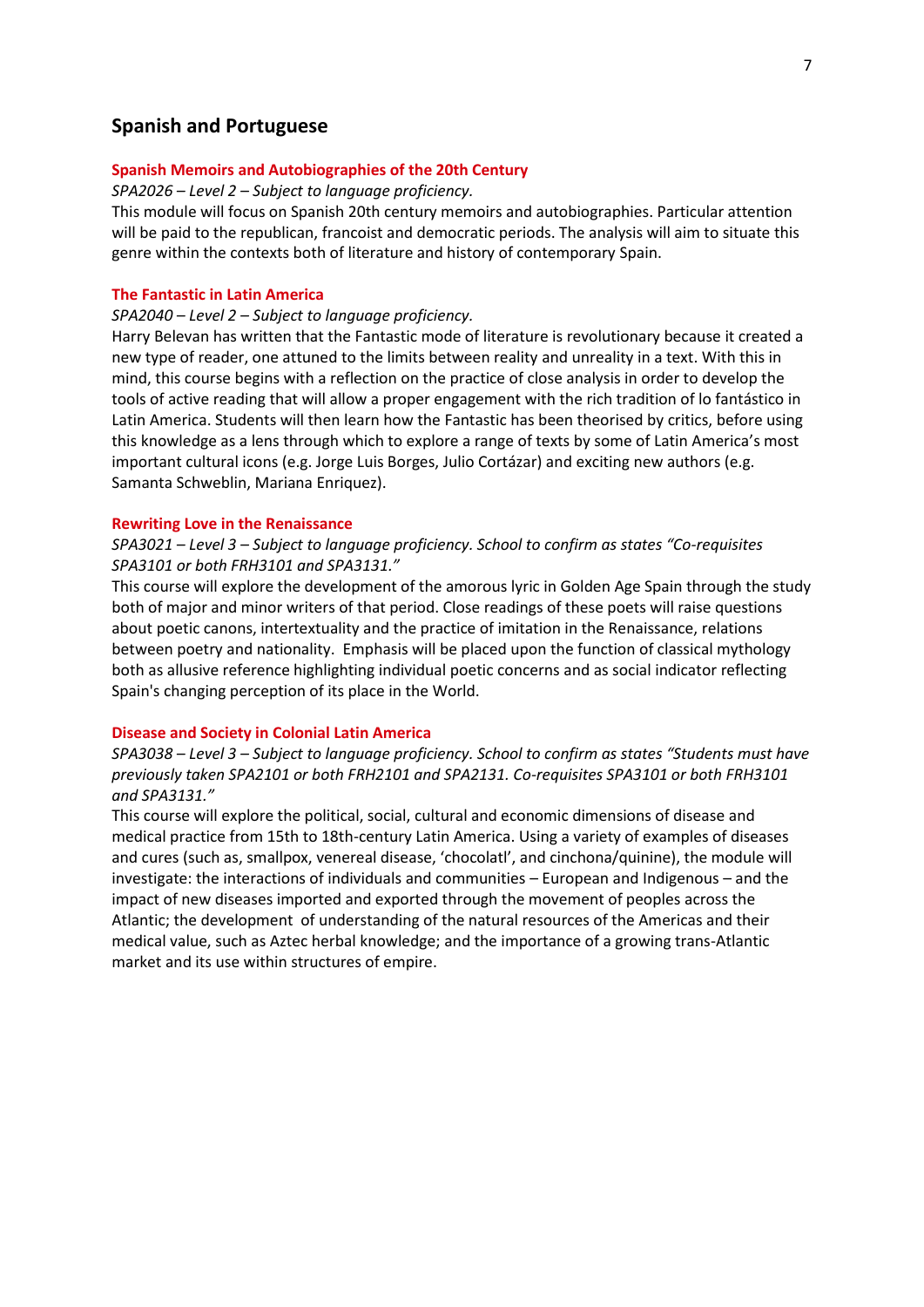## Spanish and Portuguese

### Spanish Memoirs and Autobiographies of the 20th Century

*SPA2026 – Level 2 – Subject to language proficiency.*

This module will focus on Spanish 20th century memoirs and autobiographies. Particular attention will be paid to the republican, francoist and democratic periods. The analysis will aim to situate this genre within the contexts both of literature and history of contemporary Spain.

### The Fantastic in Latin America

*SPA2040 – Level 2 – Subject to language proficiency.*

Harry Belevan has written that the Fantastic mode of literature is revolutionary because it created a new type of reader, one attuned to the limits between reality and unreality in a text. With this in mind, this course begins with a reflection on the practice of close analysis in order to develop the tools of active reading that will allow a proper engagement with the rich tradition of lo fantástico in Latin America. Students will then learn how the Fantastic has been theorised by critics, before using this knowledge as a lens through which to explore a range of texts by some of Latin America's most important cultural icons (e.g. Jorge Luis Borges, Julio Cortázar) and exciting new authors (e.g. Samanta Schweblin, Mariana Enriquez).

### Rewriting Love in the Renaissance

*SPA3021 – Level 3 – Subject to language proficiency. School to confirm as states "Co-requisites SPA3101 or both FRH3101 and SPA3131."*

This course will explore the development of the amorous lyric in Golden Age Spain through the study both of major and minor writers of that period. Close readings of these poets will raise questions about poetic canons, intertextuality and the practice of imitation in the Renaissance, relations between poetry and nationality. Emphasis will be placed upon the function of classical mythology both as allusive reference highlighting individual poetic concerns and as social indicator reflecting Spain's changing perception of its place in the World.

### Disease and Society in Colonial Latin America

*SPA3038 – Level 3 – Subject to language proficiency. School to confirm as states "Students must have previously taken SPA2101 or both FRH2101 and SPA2131. Co-requisites SPA3101 or both FRH3101 and SPA3131."*

This course will explore the political, social, cultural and economic dimensions of disease and medical practice from 15th to 18th-century Latin America. Using a variety of examples of diseases and cures (such as, smallpox, venereal disease, 'chocolatl', and cinchona/quinine), the module will investigate: the interactions of individuals and communities – European and Indigenous – and the impact of new diseases imported and exported through the movement of peoples across the Atlantic; the development of understanding of the natural resources of the Americas and their medical value, such as Aztec herbal knowledge; and the importance of a growing trans-Atlantic market and its use within structures of empire.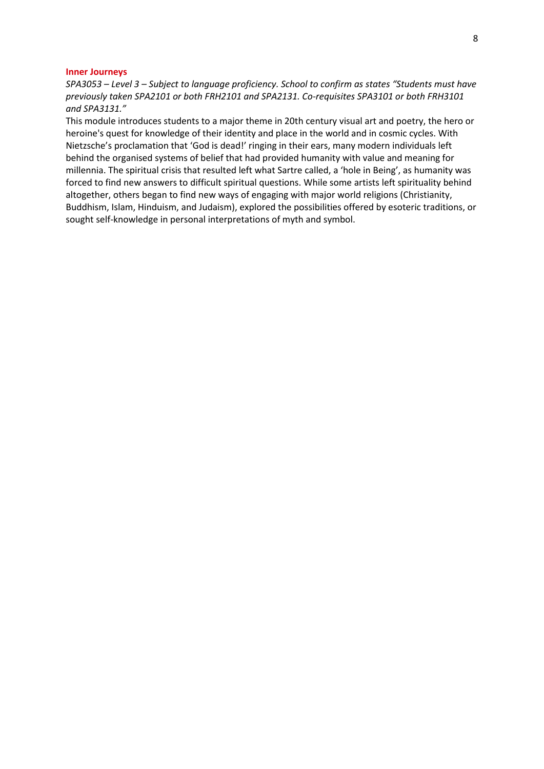### Inner Journeys

*SPA3053 – Level 3 – Subject to language proficiency. School to confirm as states "Students must have previously taken SPA2101 or both FRH2101 and SPA2131. Co-requisites SPA3101 or both FRH3101 and SPA3131."*

This module introduces students to a major theme in 20th century visual art and poetry, the hero or heroine's quest for knowledge of their identity and place in the world and in cosmic cycles. With Nietzsche's proclamation that 'God is dead!' ringing in their ears, many modern individuals left behind the organised systems of belief that had provided humanity with value and meaning for millennia. The spiritual crisis that resulted left what Sartre called, a 'hole in Being', as humanity was forced to find new answers to difficult spiritual questions. While some artists left spirituality behind altogether, others began to find new ways of engaging with major world religions (Christianity, Buddhism, Islam, Hinduism, and Judaism), explored the possibilities offered by esoteric traditions, or sought self-knowledge in personal interpretations of myth and symbol.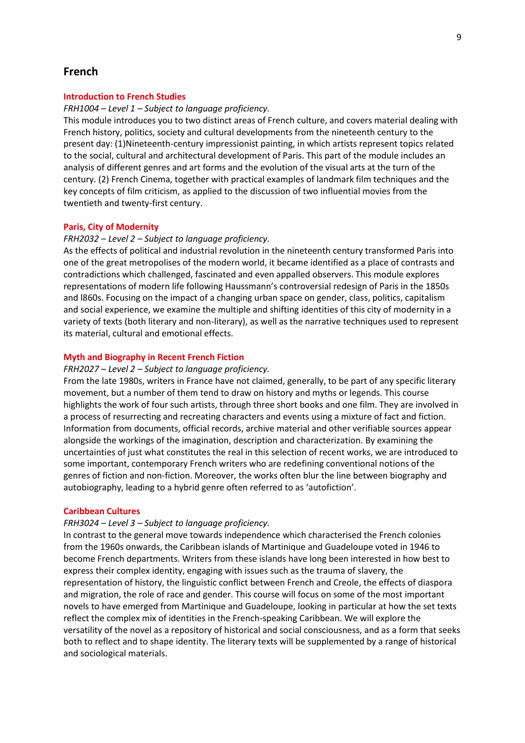## French

### Introduction to French Studies

*FRH1004 – Level 1 – Subject to language proficiency.*

This module introduces you to two distinct areas of French culture, and covers material dealing with French history, politics, society and cultural developments from the nineteenth century to the present day: (1)Nineteenth-century impressionist painting, in which artists represent topics related to the social, cultural and architectural development of Paris. This part of the module includes an analysis of different genres and art forms and the evolution of the visual arts at the turn of the century. (2) French Cinema, together with practical examples of landmark film techniques and the key concepts of film criticism, as applied to the discussion of two influential movies from the twentieth and twenty-first century.

### Paris, City of Modernity

*FRH2032 – Level 2 – Subject to language proficiency.*

As the effects of political and industrial revolution in the nineteenth century transformed Paris into one of the great metropolises of the modern world, it became identified as a place of contrasts and contradictions which challenged, fascinated and even appalled observers. This module explores representations of modern life following Haussmann's controversial redesign of Paris in the 1850s and l860s. Focusing on the impact of a changing urban space on gender, class, politics, capitalism and social experience, we examine the multiple and shifting identities of this city of modernity in a variety of texts (both literary and non-literary), as well as the narrative techniques used to represent its material, cultural and emotional effects.

### Myth and Biography in Recent French Fiction

*FRH2027 – Level 2 – Subject to language proficiency.*

From the late 1980s, writers in France have not claimed, generally, to be part of any specific literary movement, but a number of them tend to draw on history and myths or legends. This course highlights the work of four such artists, through three short books and one film. They are involved in a process of resurrecting and recreating characters and events using a mixture of fact and fiction. Information from documents, official records, archive material and other verifiable sources appear alongside the workings of the imagination, description and characterization. By examining the uncertainties of just what constitutes the real in this selection of recent works, we are introduced to some important, contemporary French writers who are redefining conventional notions of the genres of fiction and non-fiction. Moreover, the works often blur the line between biography and autobiography, leading to a hybrid genre often referred to as 'autofiction'.

### Caribbean Cultures

*FRH3024 – Level 3 – Subject to language proficiency.*

In contrast to the general move towards independence which characterised the French colonies from the 1960s onwards, the Caribbean islands of Martinique and Guadeloupe voted in 1946 to become French departments. Writers from these islands have long been interested in how best to express their complex identity, engaging with issues such as the trauma of slavery, the representation of history, the linguistic conflict between French and Creole, the effects of diaspora and migration, the role of race and gender. This course will focus on some of the most important novels to have emerged from Martinique and Guadeloupe, looking in particular at how the set texts reflect the complex mix of identities in the French-speaking Caribbean. We will explore the versatility of the novel as a repository of historical and social consciousness, and as a form that seeks both to reflect and to shape identity. The literary texts will be supplemented by a range of historical and sociological materials.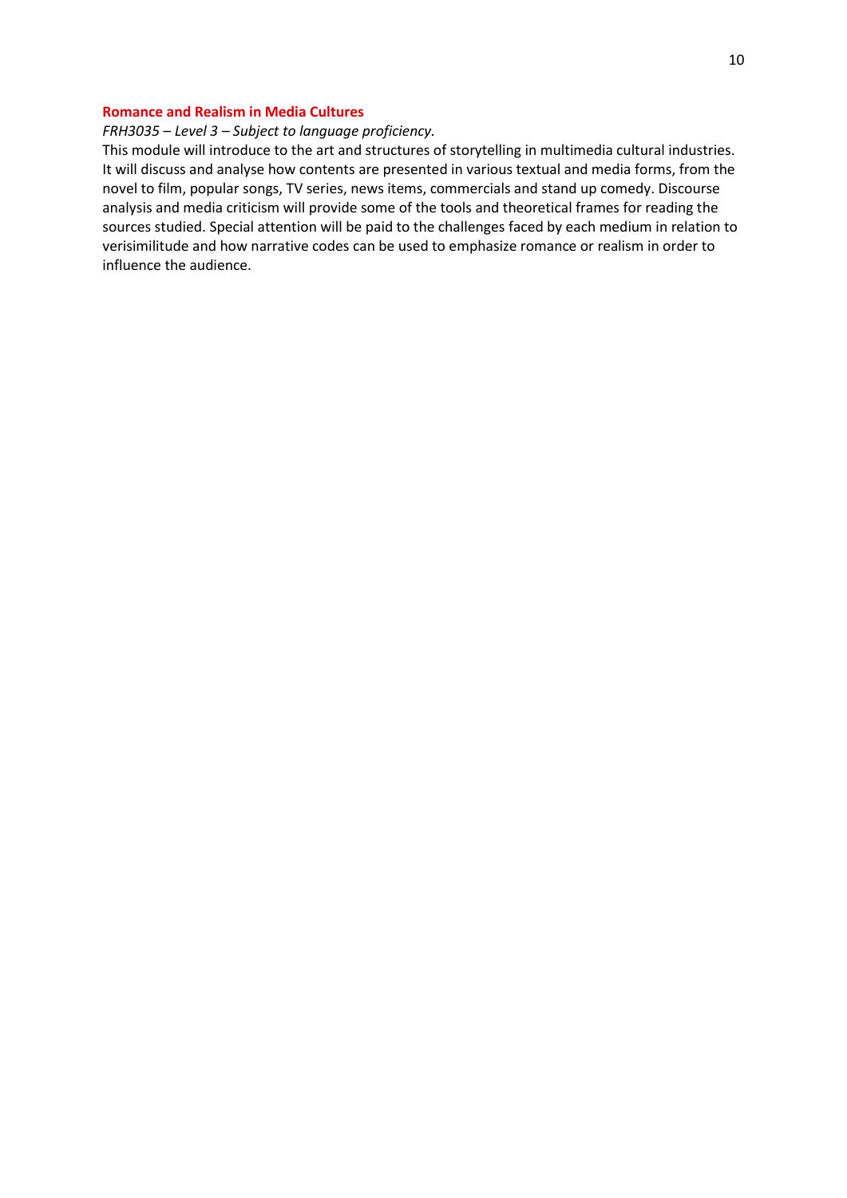### Romance and Realism in Media Cultures

*FRH3035 – Level 3 – Subject to language proficiency.*

This module will introduce to the art and structures of storytelling in multimedia cultural industries. It will discuss and analyse how contents are presented in various textual and media forms, from the novel to film, popular songs, TV series, news items, commercials and stand up comedy. Discourse analysis and media criticism will provide some of the tools and theoretical frames for reading the sources studied. Special attention will be paid to the challenges faced by each medium in relation to verisimilitude and how narrative codes can be used to emphasize romance or realism in order to influence the audience.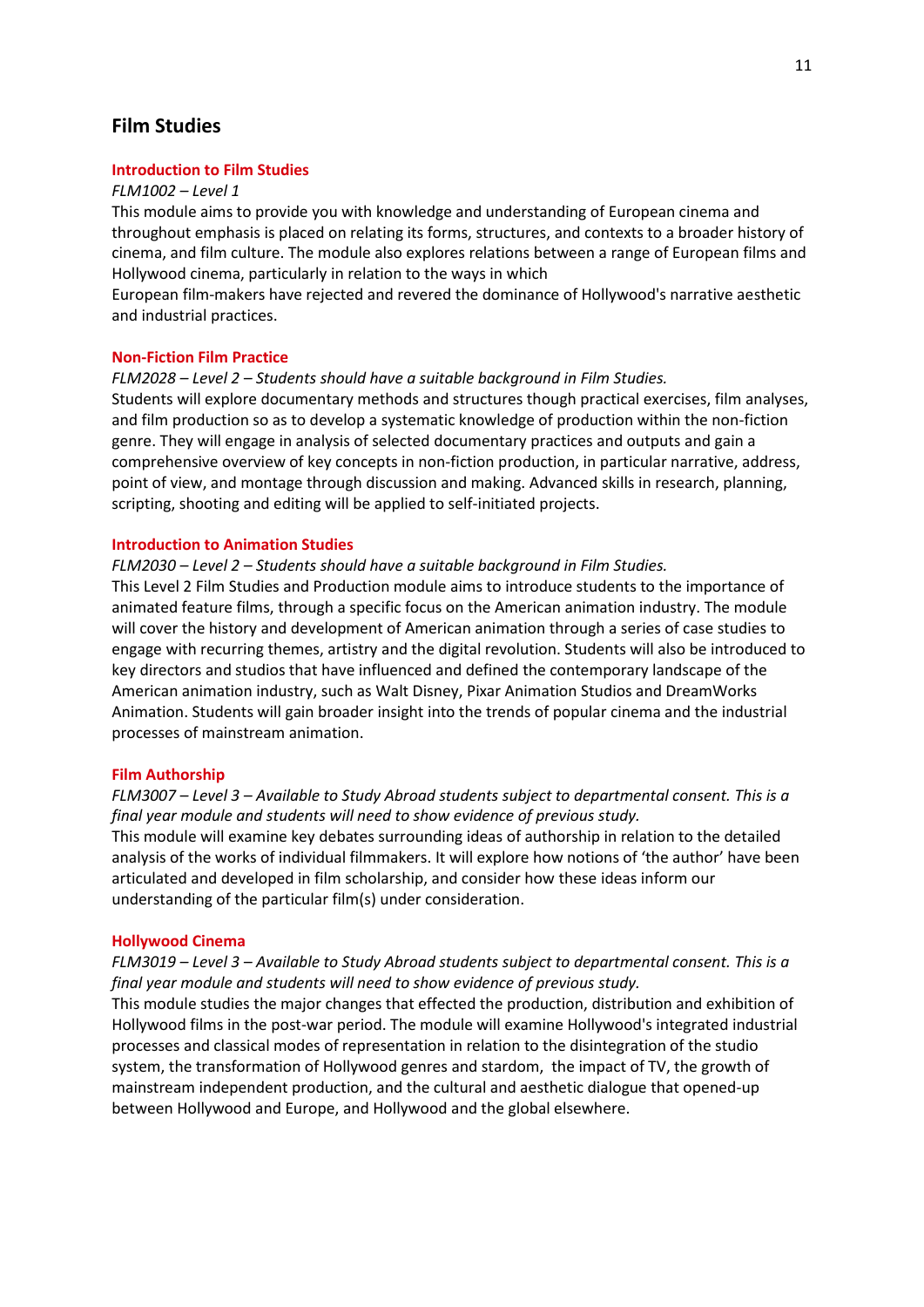# Film Studies

## Introduction to Film Studies

*FLM1002 – Level 1*

This module aims to provide you with knowledge and understanding of European cinema and throughout emphasis is placed on relating its forms, structures, and contexts to a broader history of cinema, and film culture. The module also explores relations between a range of European films and Hollywood cinema, particularly in relation to the ways in which
European film-makers have rejected and revered the dominance of Hollywood's narrative aesthetic and industrial practices.

## Non-Fiction Film Practice

*FLM2028 – Level 2 – Students should have a suitable background in Film Studies.*

Students will explore documentary methods and structures though practical exercises, film analyses, and film production so as to develop a systematic knowledge of production within the non-fiction genre. They will engage in analysis of selected documentary practices and outputs and gain a comprehensive overview of key concepts in non-fiction production, in particular narrative, address, point of view, and montage through discussion and making. Advanced skills in research, planning, scripting, shooting and editing will be applied to self-initiated projects.

## Introduction to Animation Studies

*FLM2030 – Level 2 – Students should have a suitable background in Film Studies.*

This Level 2 Film Studies and Production module aims to introduce students to the importance of animated feature films, through a specific focus on the American animation industry. The module will cover the history and development of American animation through a series of case studies to engage with recurring themes, artistry and the digital revolution. Students will also be introduced to key directors and studios that have influenced and defined the contemporary landscape of the American animation industry, such as Walt Disney, Pixar Animation Studios and DreamWorks Animation. Students will gain broader insight into the trends of popular cinema and the industrial processes of mainstream animation.

## Film Authorship

*FLM3007 – Level 3 – Available to Study Abroad students subject to departmental consent. This is a final year module and students will need to show evidence of previous study.*

This module will examine key debates surrounding ideas of authorship in relation to the detailed analysis of the works of individual filmmakers. It will explore how notions of 'the author' have been articulated and developed in film scholarship, and consider how these ideas inform our understanding of the particular film(s) under consideration.

## Hollywood Cinema

*FLM3019 – Level 3 – Available to Study Abroad students subject to departmental consent. This is a final year module and students will need to show evidence of previous study.*

This module studies the major changes that effected the production, distribution and exhibition of Hollywood films in the post-war period. The module will examine Hollywood's integrated industrial processes and classical modes of representation in relation to the disintegration of the studio system, the transformation of Hollywood genres and stardom, the impact of TV, the growth of mainstream independent production, and the cultural and aesthetic dialogue that opened-up between Hollywood and Europe, and Hollywood and the global elsewhere.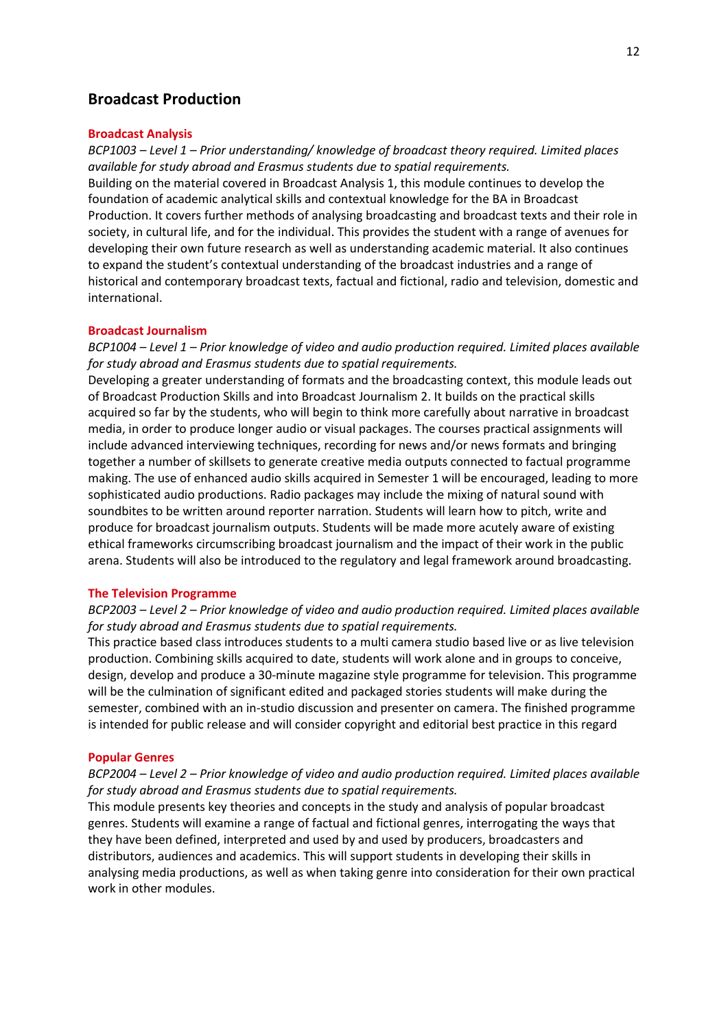## Broadcast Production

### Broadcast Analysis

*BCP1003 – Level 1 – Prior understanding/ knowledge of broadcast theory required. Limited places available for study abroad and Erasmus students due to spatial requirements.*

Building on the material covered in Broadcast Analysis 1, this module continues to develop the foundation of academic analytical skills and contextual knowledge for the BA in Broadcast Production. It covers further methods of analysing broadcasting and broadcast texts and their role in society, in cultural life, and for the individual. This provides the student with a range of avenues for developing their own future research as well as understanding academic material. It also continues to expand the student's contextual understanding of the broadcast industries and a range of historical and contemporary broadcast texts, factual and fictional, radio and television, domestic and international.

### Broadcast Journalism

*BCP1004 – Level 1 – Prior knowledge of video and audio production required. Limited places available for study abroad and Erasmus students due to spatial requirements.*

Developing a greater understanding of formats and the broadcasting context, this module leads out of Broadcast Production Skills and into Broadcast Journalism 2. It builds on the practical skills acquired so far by the students, who will begin to think more carefully about narrative in broadcast media, in order to produce longer audio or visual packages. The courses practical assignments will include advanced interviewing techniques, recording for news and/or news formats and bringing together a number of skillsets to generate creative media outputs connected to factual programme making. The use of enhanced audio skills acquired in Semester 1 will be encouraged, leading to more sophisticated audio productions. Radio packages may include the mixing of natural sound with soundbites to be written around reporter narration. Students will learn how to pitch, write and produce for broadcast journalism outputs. Students will be made more acutely aware of existing ethical frameworks circumscribing broadcast journalism and the impact of their work in the public arena. Students will also be introduced to the regulatory and legal framework around broadcasting.

### The Television Programme

*BCP2003 – Level 2 – Prior knowledge of video and audio production required. Limited places available for study abroad and Erasmus students due to spatial requirements.*

This practice based class introduces students to a multi camera studio based live or as live television production. Combining skills acquired to date, students will work alone and in groups to conceive, design, develop and produce a 30-minute magazine style programme for television. This programme will be the culmination of significant edited and packaged stories students will make during the semester, combined with an in-studio discussion and presenter on camera. The finished programme is intended for public release and will consider copyright and editorial best practice in this regard

### Popular Genres

*BCP2004 – Level 2 – Prior knowledge of video and audio production required. Limited places available for study abroad and Erasmus students due to spatial requirements.*

This module presents key theories and concepts in the study and analysis of popular broadcast genres. Students will examine a range of factual and fictional genres, interrogating the ways that they have been defined, interpreted and used by and used by producers, broadcasters and distributors, audiences and academics. This will support students in developing their skills in analysing media productions, as well as when taking genre into consideration for their own practical work in other modules.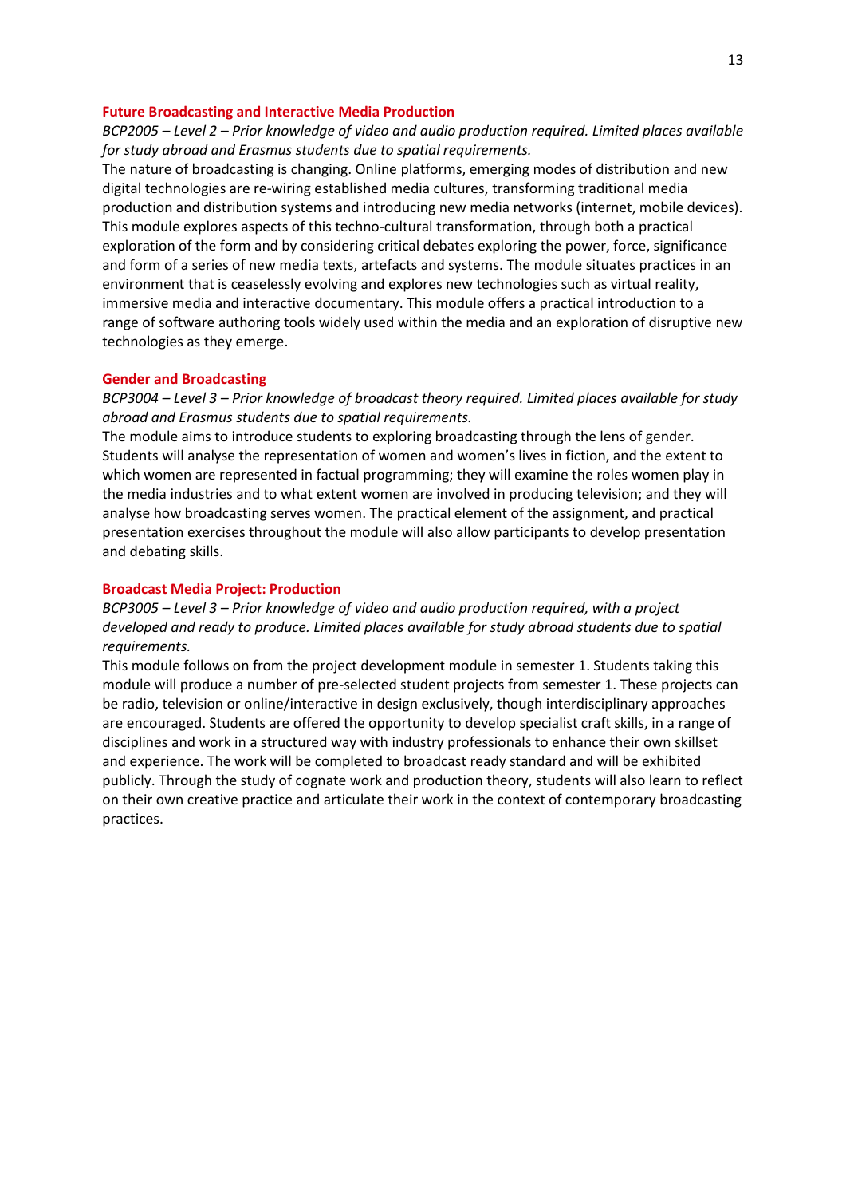### Future Broadcasting and Interactive Media Production

*BCP2005 – Level 2 – Prior knowledge of video and audio production required. Limited places available for study abroad and Erasmus students due to spatial requirements.*

The nature of broadcasting is changing. Online platforms, emerging modes of distribution and new digital technologies are re-wiring established media cultures, transforming traditional media production and distribution systems and introducing new media networks (internet, mobile devices). This module explores aspects of this techno-cultural transformation, through both a practical exploration of the form and by considering critical debates exploring the power, force, significance and form of a series of new media texts, artefacts and systems. The module situates practices in an environment that is ceaselessly evolving and explores new technologies such as virtual reality, immersive media and interactive documentary. This module offers a practical introduction to a range of software authoring tools widely used within the media and an exploration of disruptive new technologies as they emerge.

### Gender and Broadcasting

*BCP3004 – Level 3 – Prior knowledge of broadcast theory required. Limited places available for study abroad and Erasmus students due to spatial requirements.*

The module aims to introduce students to exploring broadcasting through the lens of gender. Students will analyse the representation of women and women's lives in fiction, and the extent to which women are represented in factual programming; they will examine the roles women play in the media industries and to what extent women are involved in producing television; and they will analyse how broadcasting serves women. The practical element of the assignment, and practical presentation exercises throughout the module will also allow participants to develop presentation and debating skills.

### Broadcast Media Project: Production

*BCP3005 – Level 3 – Prior knowledge of video and audio production required, with a project developed and ready to produce. Limited places available for study abroad students due to spatial requirements.*

This module follows on from the project development module in semester 1. Students taking this module will produce a number of pre-selected student projects from semester 1. These projects can be radio, television or online/interactive in design exclusively, though interdisciplinary approaches are encouraged. Students are offered the opportunity to develop specialist craft skills, in a range of disciplines and work in a structured way with industry professionals to enhance their own skillset and experience. The work will be completed to broadcast ready standard and will be exhibited publicly. Through the study of cognate work and production theory, students will also learn to reflect on their own creative practice and articulate their work in the context of contemporary broadcasting practices.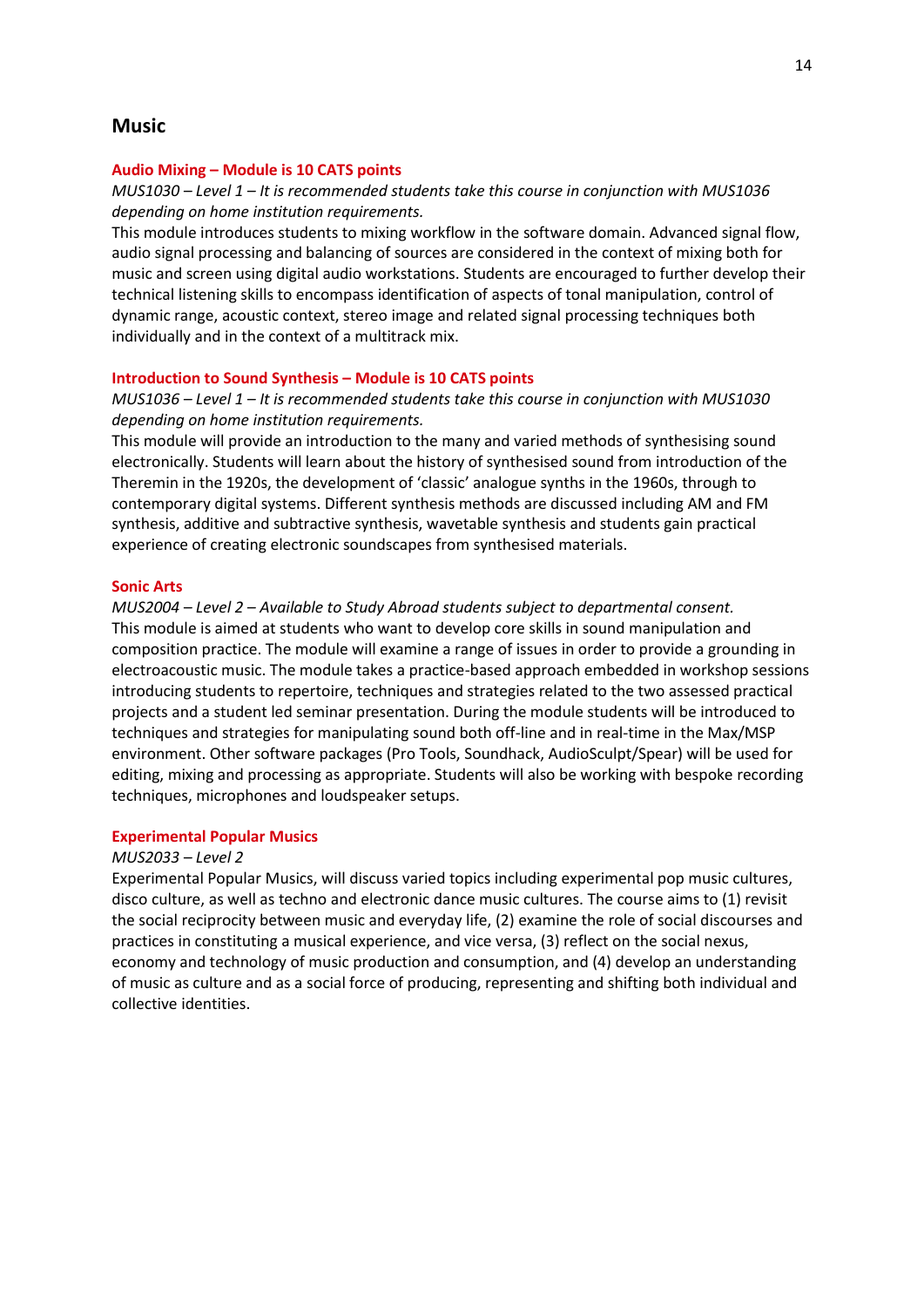## Music

### Audio Mixing – Module is 10 CATS points

*MUS1030 – Level 1 – It is recommended students take this course in conjunction with MUS1036 depending on home institution requirements.*

This module introduces students to mixing workflow in the software domain. Advanced signal flow, audio signal processing and balancing of sources are considered in the context of mixing both for music and screen using digital audio workstations. Students are encouraged to further develop their technical listening skills to encompass identification of aspects of tonal manipulation, control of dynamic range, acoustic context, stereo image and related signal processing techniques both individually and in the context of a multitrack mix.

### Introduction to Sound Synthesis – Module is 10 CATS points

*MUS1036 – Level 1 – It is recommended students take this course in conjunction with MUS1030 depending on home institution requirements.*

This module will provide an introduction to the many and varied methods of synthesising sound electronically. Students will learn about the history of synthesised sound from introduction of the Theremin in the 1920s, the development of 'classic' analogue synths in the 1960s, through to contemporary digital systems. Different synthesis methods are discussed including AM and FM synthesis, additive and subtractive synthesis, wavetable synthesis and students gain practical experience of creating electronic soundscapes from synthesised materials.

### Sonic Arts

*MUS2004 – Level 2 – Available to Study Abroad students subject to departmental consent.*

This module is aimed at students who want to develop core skills in sound manipulation and composition practice. The module will examine a range of issues in order to provide a grounding in electroacoustic music. The module takes a practice-based approach embedded in workshop sessions introducing students to repertoire, techniques and strategies related to the two assessed practical projects and a student led seminar presentation. During the module students will be introduced to techniques and strategies for manipulating sound both off-line and in real-time in the Max/MSP environment. Other software packages (Pro Tools, Soundhack, AudioSculpt/Spear) will be used for editing, mixing and processing as appropriate. Students will also be working with bespoke recording techniques, microphones and loudspeaker setups.

### Experimental Popular Musics

*MUS2033 – Level 2*

Experimental Popular Musics, will discuss varied topics including experimental pop music cultures, disco culture, as well as techno and electronic dance music cultures. The course aims to (1) revisit the social reciprocity between music and everyday life, (2) examine the role of social discourses and practices in constituting a musical experience, and vice versa, (3) reflect on the social nexus, economy and technology of music production and consumption, and (4) develop an understanding of music as culture and as a social force of producing, representing and shifting both individual and collective identities.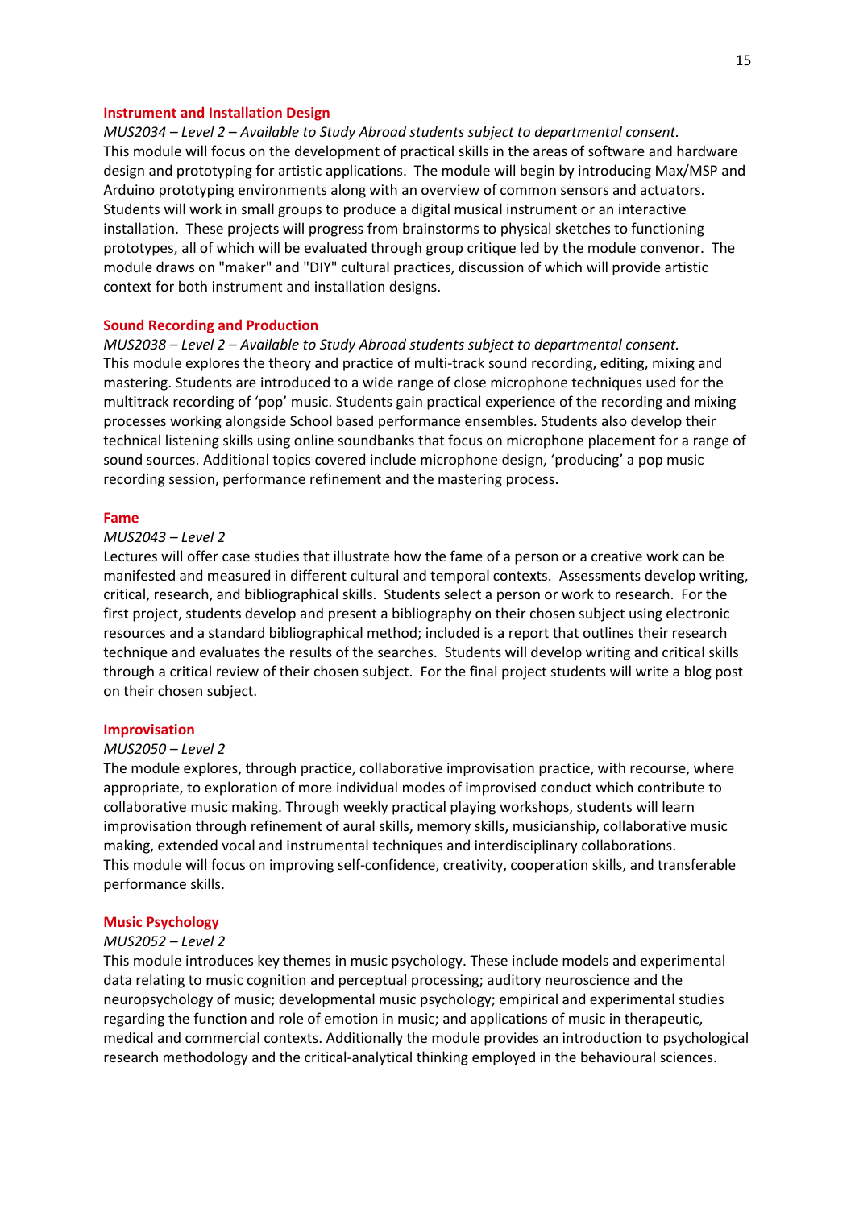### Instrument and Installation Design

*MUS2034 – Level 2 – Available to Study Abroad students subject to departmental consent.*
This module will focus on the development of practical skills in the areas of software and hardware design and prototyping for artistic applications. The module will begin by introducing Max/MSP and Arduino prototyping environments along with an overview of common sensors and actuators. Students will work in small groups to produce a digital musical instrument or an interactive installation. These projects will progress from brainstorms to physical sketches to functioning prototypes, all of which will be evaluated through group critique led by the module convenor. The module draws on "maker" and "DIY" cultural practices, discussion of which will provide artistic context for both instrument and installation designs.

### Sound Recording and Production

*MUS2038 – Level 2 – Available to Study Abroad students subject to departmental consent.*
This module explores the theory and practice of multi-track sound recording, editing, mixing and mastering. Students are introduced to a wide range of close microphone techniques used for the multitrack recording of 'pop' music. Students gain practical experience of the recording and mixing processes working alongside School based performance ensembles. Students also develop their technical listening skills using online soundbanks that focus on microphone placement for a range of sound sources. Additional topics covered include microphone design, 'producing' a pop music recording session, performance refinement and the mastering process.

### Fame

*MUS2043 – Level 2*
Lectures will offer case studies that illustrate how the fame of a person or a creative work can be manifested and measured in different cultural and temporal contexts. Assessments develop writing, critical, research, and bibliographical skills. Students select a person or work to research. For the first project, students develop and present a bibliography on their chosen subject using electronic resources and a standard bibliographical method; included is a report that outlines their research technique and evaluates the results of the searches. Students will develop writing and critical skills through a critical review of their chosen subject. For the final project students will write a blog post on their chosen subject.

### Improvisation

*MUS2050 – Level 2*
The module explores, through practice, collaborative improvisation practice, with recourse, where appropriate, to exploration of more individual modes of improvised conduct which contribute to collaborative music making. Through weekly practical playing workshops, students will learn improvisation through refinement of aural skills, memory skills, musicianship, collaborative music making, extended vocal and instrumental techniques and interdisciplinary collaborations.
This module will focus on improving self-confidence, creativity, cooperation skills, and transferable performance skills.

### Music Psychology

*MUS2052 – Level 2*
This module introduces key themes in music psychology. These include models and experimental data relating to music cognition and perceptual processing; auditory neuroscience and the neuropsychology of music; developmental music psychology; empirical and experimental studies regarding the function and role of emotion in music; and applications of music in therapeutic, medical and commercial contexts. Additionally the module provides an introduction to psychological research methodology and the critical-analytical thinking employed in the behavioural sciences.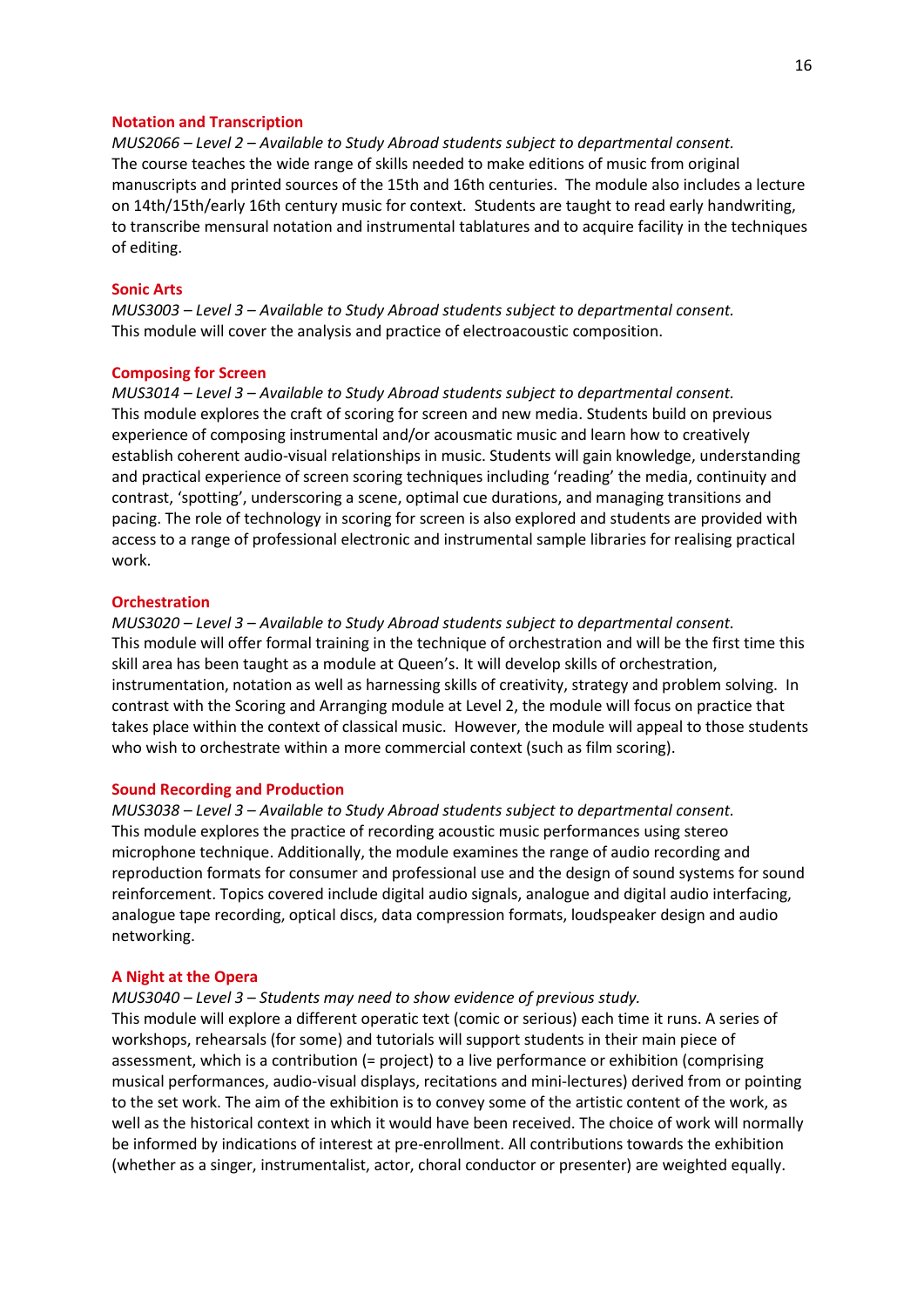### Notation and Transcription

*MUS2066 – Level 2 – Available to Study Abroad students subject to departmental consent.*
The course teaches the wide range of skills needed to make editions of music from original manuscripts and printed sources of the 15th and 16th centuries. The module also includes a lecture on 14th/15th/early 16th century music for context. Students are taught to read early handwriting, to transcribe mensural notation and instrumental tablatures and to acquire facility in the techniques of editing.

### Sonic Arts

*MUS3003 – Level 3 – Available to Study Abroad students subject to departmental consent.*
This module will cover the analysis and practice of electroacoustic composition.

### Composing for Screen

*MUS3014 – Level 3 – Available to Study Abroad students subject to departmental consent.*
This module explores the craft of scoring for screen and new media. Students build on previous experience of composing instrumental and/or acousmatic music and learn how to creatively establish coherent audio-visual relationships in music. Students will gain knowledge, understanding and practical experience of screen scoring techniques including 'reading' the media, continuity and contrast, 'spotting', underscoring a scene, optimal cue durations, and managing transitions and pacing. The role of technology in scoring for screen is also explored and students are provided with access to a range of professional electronic and instrumental sample libraries for realising practical work.

### Orchestration

*MUS3020 – Level 3 – Available to Study Abroad students subject to departmental consent.*
This module will offer formal training in the technique of orchestration and will be the first time this skill area has been taught as a module at Queen's. It will develop skills of orchestration, instrumentation, notation as well as harnessing skills of creativity, strategy and problem solving. In contrast with the Scoring and Arranging module at Level 2, the module will focus on practice that takes place within the context of classical music. However, the module will appeal to those students who wish to orchestrate within a more commercial context (such as film scoring).

### Sound Recording and Production

*MUS3038 – Level 3 – Available to Study Abroad students subject to departmental consent.*
This module explores the practice of recording acoustic music performances using stereo microphone technique. Additionally, the module examines the range of audio recording and reproduction formats for consumer and professional use and the design of sound systems for sound reinforcement. Topics covered include digital audio signals, analogue and digital audio interfacing, analogue tape recording, optical discs, data compression formats, loudspeaker design and audio networking.

### A Night at the Opera

*MUS3040 – Level 3 – Students may need to show evidence of previous study.*
This module will explore a different operatic text (comic or serious) each time it runs. A series of workshops, rehearsals (for some) and tutorials will support students in their main piece of assessment, which is a contribution (= project) to a live performance or exhibition (comprising musical performances, audio-visual displays, recitations and mini-lectures) derived from or pointing to the set work. The aim of the exhibition is to convey some of the artistic content of the work, as well as the historical context in which it would have been received. The choice of work will normally be informed by indications of interest at pre-enrollment. All contributions towards the exhibition (whether as a singer, instrumentalist, actor, choral conductor or presenter) are weighted equally.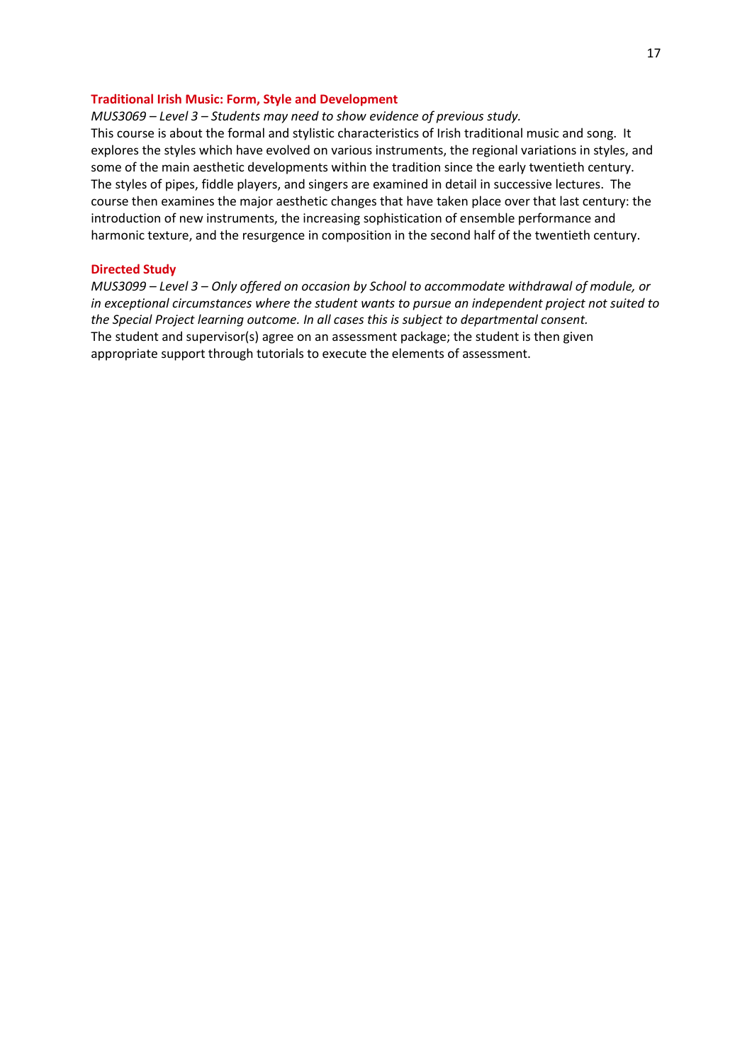### Traditional Irish Music: Form, Style and Development

*MUS3069 – Level 3 – Students may need to show evidence of previous study.*

This course is about the formal and stylistic characteristics of Irish traditional music and song. It explores the styles which have evolved on various instruments, the regional variations in styles, and some of the main aesthetic developments within the tradition since the early twentieth century. The styles of pipes, fiddle players, and singers are examined in detail in successive lectures. The course then examines the major aesthetic changes that have taken place over that last century: the introduction of new instruments, the increasing sophistication of ensemble performance and harmonic texture, and the resurgence in composition in the second half of the twentieth century.

### Directed Study

*MUS3099 – Level 3 – Only offered on occasion by School to accommodate withdrawal of module, or in exceptional circumstances where the student wants to pursue an independent project not suited to the Special Project learning outcome. In all cases this is subject to departmental consent.*

The student and supervisor(s) agree on an assessment package; the student is then given appropriate support through tutorials to execute the elements of assessment.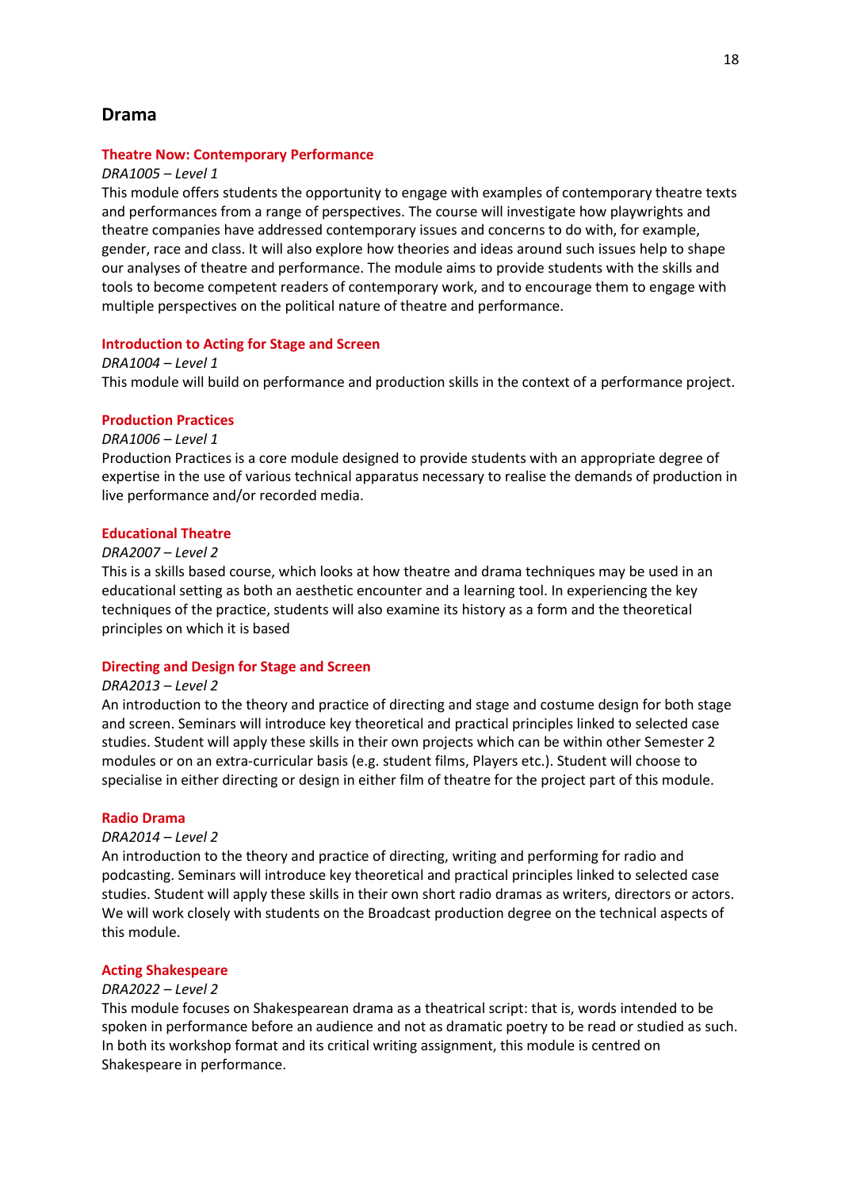## Drama

### Theatre Now: Contemporary Performance

*DRA1005 – Level 1*

This module offers students the opportunity to engage with examples of contemporary theatre texts and performances from a range of perspectives. The course will investigate how playwrights and theatre companies have addressed contemporary issues and concerns to do with, for example, gender, race and class. It will also explore how theories and ideas around such issues help to shape our analyses of theatre and performance. The module aims to provide students with the skills and tools to become competent readers of contemporary work, and to encourage them to engage with multiple perspectives on the political nature of theatre and performance.

### Introduction to Acting for Stage and Screen

*DRA1004 – Level 1*

This module will build on performance and production skills in the context of a performance project.

### Production Practices

*DRA1006 – Level 1*

Production Practices is a core module designed to provide students with an appropriate degree of expertise in the use of various technical apparatus necessary to realise the demands of production in live performance and/or recorded media.

### Educational Theatre

*DRA2007 – Level 2*

This is a skills based course, which looks at how theatre and drama techniques may be used in an educational setting as both an aesthetic encounter and a learning tool. In experiencing the key techniques of the practice, students will also examine its history as a form and the theoretical principles on which it is based

### Directing and Design for Stage and Screen

*DRA2013 – Level 2*

An introduction to the theory and practice of directing and stage and costume design for both stage and screen. Seminars will introduce key theoretical and practical principles linked to selected case studies. Student will apply these skills in their own projects which can be within other Semester 2 modules or on an extra-curricular basis (e.g. student films, Players etc.). Student will choose to specialise in either directing or design in either film of theatre for the project part of this module.

### Radio Drama

*DRA2014 – Level 2*

An introduction to the theory and practice of directing, writing and performing for radio and podcasting. Seminars will introduce key theoretical and practical principles linked to selected case studies. Student will apply these skills in their own short radio dramas as writers, directors or actors. We will work closely with students on the Broadcast production degree on the technical aspects of this module.

### Acting Shakespeare

*DRA2022 – Level 2*

This module focuses on Shakespearean drama as a theatrical script: that is, words intended to be spoken in performance before an audience and not as dramatic poetry to be read or studied as such. In both its workshop format and its critical writing assignment, this module is centred on Shakespeare in performance.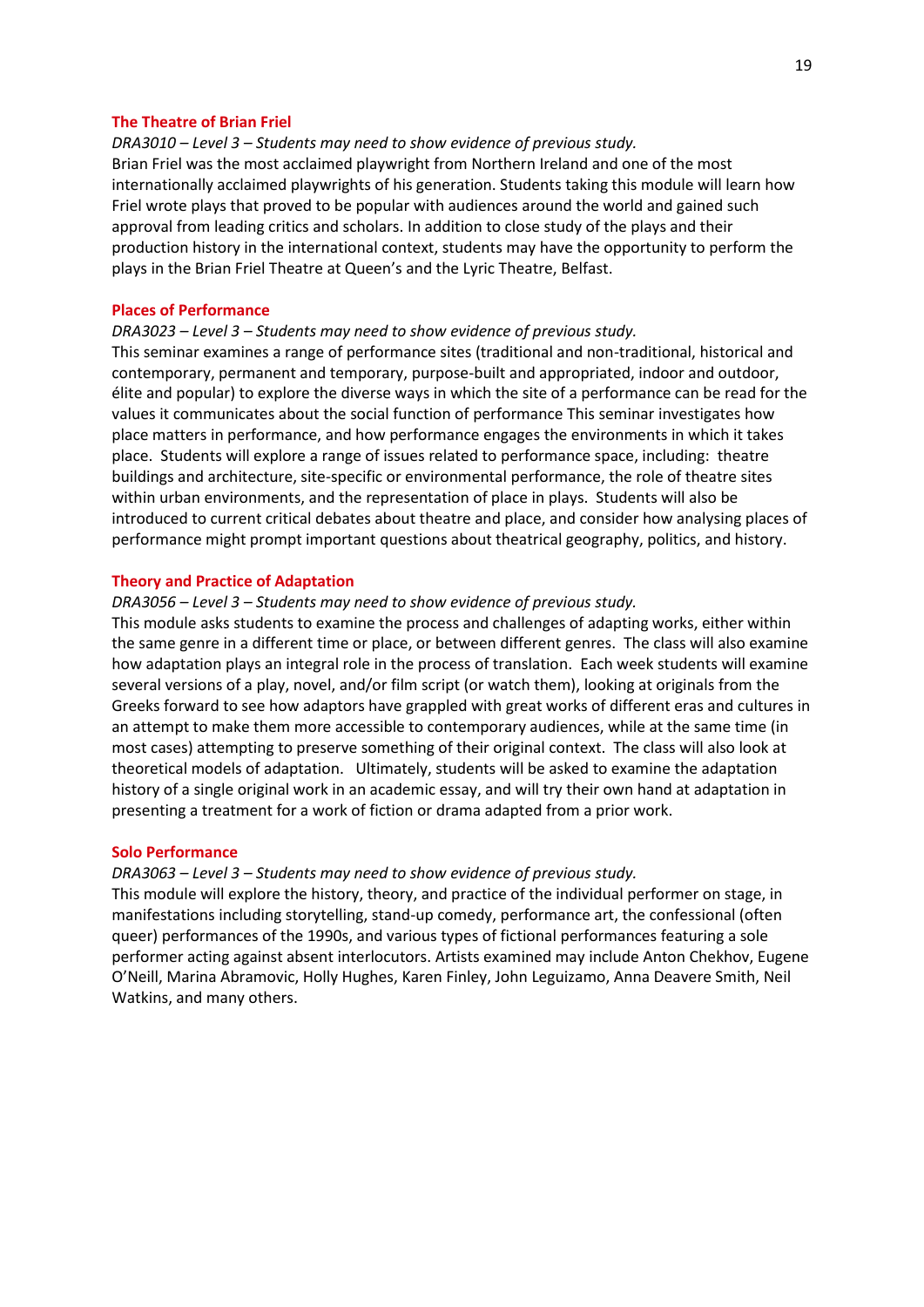### The Theatre of Brian Friel

*DRA3010 – Level 3 – Students may need to show evidence of previous study.*

Brian Friel was the most acclaimed playwright from Northern Ireland and one of the most internationally acclaimed playwrights of his generation. Students taking this module will learn how Friel wrote plays that proved to be popular with audiences around the world and gained such approval from leading critics and scholars. In addition to close study of the plays and their production history in the international context, students may have the opportunity to perform the plays in the Brian Friel Theatre at Queen's and the Lyric Theatre, Belfast.

### Places of Performance

*DRA3023 – Level 3 – Students may need to show evidence of previous study.*

This seminar examines a range of performance sites (traditional and non-traditional, historical and contemporary, permanent and temporary, purpose-built and appropriated, indoor and outdoor, élite and popular) to explore the diverse ways in which the site of a performance can be read for the values it communicates about the social function of performance This seminar investigates how place matters in performance, and how performance engages the environments in which it takes place. Students will explore a range of issues related to performance space, including: theatre buildings and architecture, site-specific or environmental performance, the role of theatre sites within urban environments, and the representation of place in plays. Students will also be introduced to current critical debates about theatre and place, and consider how analysing places of performance might prompt important questions about theatrical geography, politics, and history.

### Theory and Practice of Adaptation

*DRA3056 – Level 3 – Students may need to show evidence of previous study.*

This module asks students to examine the process and challenges of adapting works, either within the same genre in a different time or place, or between different genres. The class will also examine how adaptation plays an integral role in the process of translation. Each week students will examine several versions of a play, novel, and/or film script (or watch them), looking at originals from the Greeks forward to see how adaptors have grappled with great works of different eras and cultures in an attempt to make them more accessible to contemporary audiences, while at the same time (in most cases) attempting to preserve something of their original context. The class will also look at theoretical models of adaptation. Ultimately, students will be asked to examine the adaptation history of a single original work in an academic essay, and will try their own hand at adaptation in presenting a treatment for a work of fiction or drama adapted from a prior work.

### Solo Performance

*DRA3063 – Level 3 – Students may need to show evidence of previous study.*

This module will explore the history, theory, and practice of the individual performer on stage, in manifestations including storytelling, stand-up comedy, performance art, the confessional (often queer) performances of the 1990s, and various types of fictional performances featuring a sole performer acting against absent interlocutors. Artists examined may include Anton Chekhov, Eugene O'Neill, Marina Abramovic, Holly Hughes, Karen Finley, John Leguizamo, Anna Deavere Smith, Neil Watkins, and many others.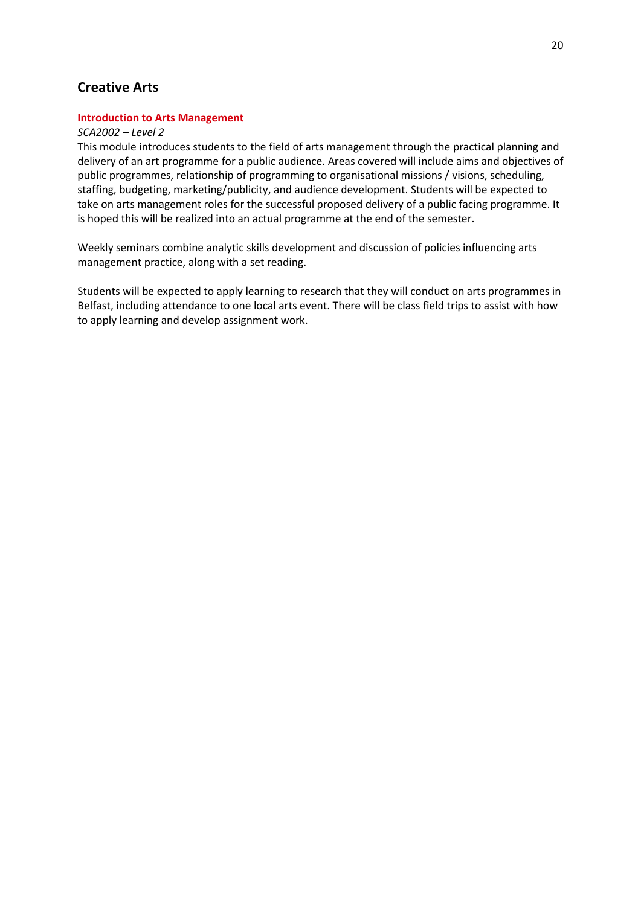## Creative Arts

### Introduction to Arts Management

*SCA2002 – Level 2*

This module introduces students to the field of arts management through the practical planning and delivery of an art programme for a public audience. Areas covered will include aims and objectives of public programmes, relationship of programming to organisational missions / visions, scheduling, staffing, budgeting, marketing/publicity, and audience development. Students will be expected to take on arts management roles for the successful proposed delivery of a public facing programme. It is hoped this will be realized into an actual programme at the end of the semester.

Weekly seminars combine analytic skills development and discussion of policies influencing arts management practice, along with a set reading.

Students will be expected to apply learning to research that they will conduct on arts programmes in Belfast, including attendance to one local arts event. There will be class field trips to assist with how to apply learning and develop assignment work.